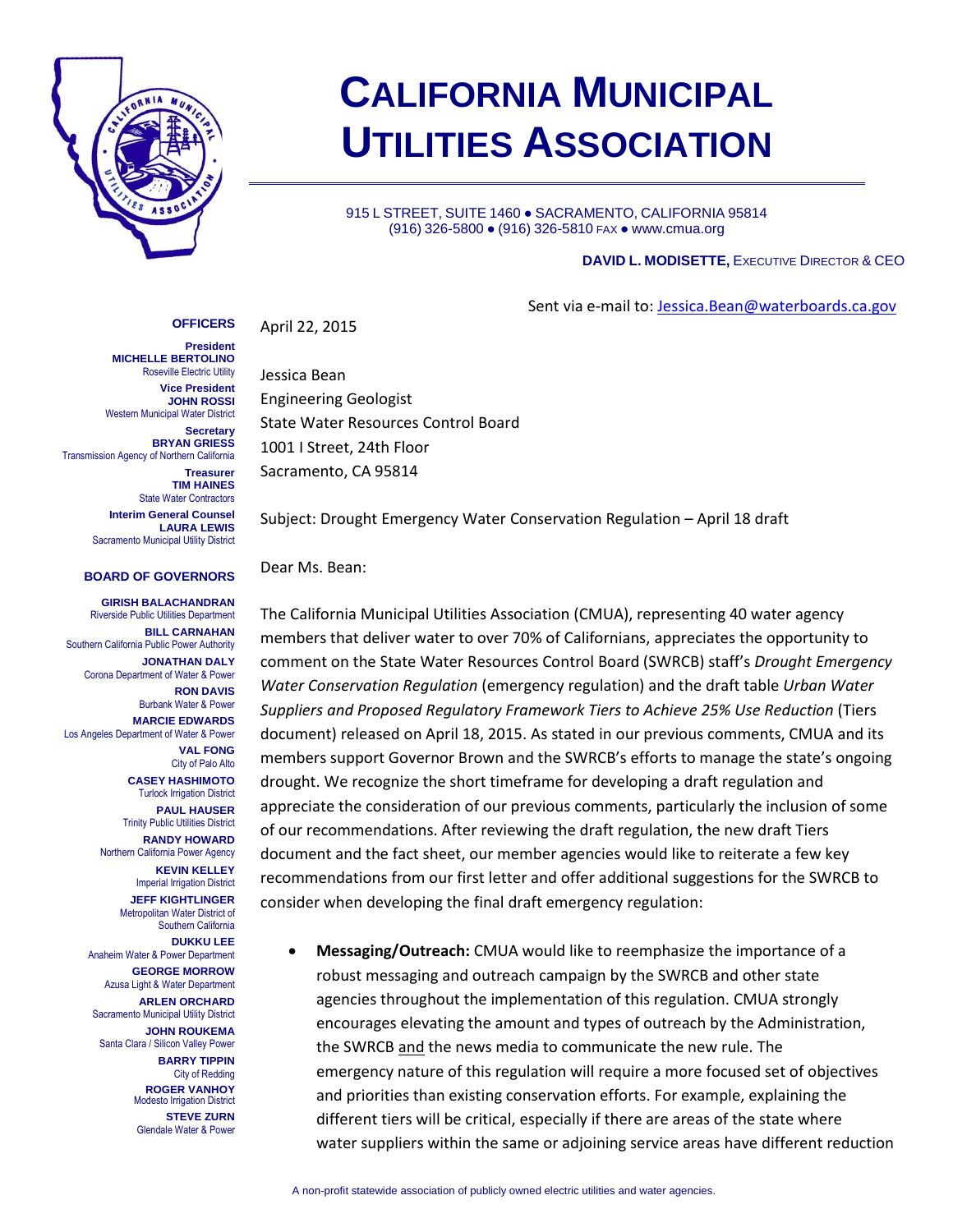# CALIFORNIA MUNICIPAL UTILITIES ASSOCIATION

915 L STREET, SUITE 1460 ● SACRAMENTO, CALIFORNIA 95814
(916) 326-5800 ● (916) 326-5810 FAX ● www.cmua.org

**DAVID L. MODISETTE,** EXECUTIVE DIRECTOR & CEO

**OFFICERS**

**President**
**MICHELLE BERTOLINO**
Roseville Electric Utility

**Vice President**
**JOHN ROSSI**
Western Municipal Water District

**Secretary**
**BRYAN GRIESS**
Transmission Agency of Northern California

**Treasurer**
**TIM HAINES**
State Water Contractors

**Interim General Counsel**
**LAURA LEWIS**
Sacramento Municipal Utility District

**BOARD OF GOVERNORS**

**GIRISH BALACHANDRAN**
Riverside Public Utilities Department

**BILL CARNAHAN**
Southern California Public Power Authority

**JONATHAN DALY**
Corona Department of Water & Power

**RON DAVIS**
Burbank Water & Power

**MARCIE EDWARDS**
Los Angeles Department of Water & Power

**VAL FONG**
City of Palo Alto

**CASEY HASHIMOTO**
Turlock Irrigation District

**PAUL HAUSER**
Trinity Public Utilities District

**RANDY HOWARD**
Northern California Power Agency

**KEVIN KELLEY**
Imperial Irrigation District

**JEFF KIGHTLINGER**
Metropolitan Water District of Southern California

**DUKKU LEE**
Anaheim Water & Power Department

**GEORGE MORROW**
Azusa Light & Water Department

**ARLEN ORCHARD**
Sacramento Municipal Utility District

**JOHN ROUKEMA**
Santa Clara / Silicon Valley Power

**BARRY TIPPIN**
City of Redding

**ROGER VANHOY**
Modesto Irrigation District

**STEVE ZURN**
Glendale Water & Power

Sent via e-mail to: Jessica.Bean@waterboards.ca.gov

April 22, 2015

Jessica Bean
Engineering Geologist
State Water Resources Control Board
1001 I Street, 24th Floor
Sacramento, CA 95814

Subject: Drought Emergency Water Conservation Regulation – April 18 draft

Dear Ms. Bean:

The California Municipal Utilities Association (CMUA), representing 40 water agency members that deliver water to over 70% of Californians, appreciates the opportunity to comment on the State Water Resources Control Board (SWRCB) staff's *Drought Emergency Water Conservation Regulation* (emergency regulation) and the draft table *Urban Water Suppliers and Proposed Regulatory Framework Tiers to Achieve 25% Use Reduction* (Tiers document) released on April 18, 2015. As stated in our previous comments, CMUA and its members support Governor Brown and the SWRCB's efforts to manage the state's ongoing drought. We recognize the short timeframe for developing a draft regulation and appreciate the consideration of our previous comments, particularly the inclusion of some of our recommendations. After reviewing the draft regulation, the new draft Tiers document and the fact sheet, our member agencies would like to reiterate a few key recommendations from our first letter and offer additional suggestions for the SWRCB to consider when developing the final draft emergency regulation:

- **Messaging/Outreach:** CMUA would like to reemphasize the importance of a robust messaging and outreach campaign by the SWRCB and other state agencies throughout the implementation of this regulation. CMUA strongly encourages elevating the amount and types of outreach by the Administration, the SWRCB and the news media to communicate the new rule. The emergency nature of this regulation will require a more focused set of objectives and priorities than existing conservation efforts. For example, explaining the different tiers will be critical, especially if there are areas of the state where water suppliers within the same or adjoining service areas have different reduction

A non-profit statewide association of publicly owned electric utilities and water agencies.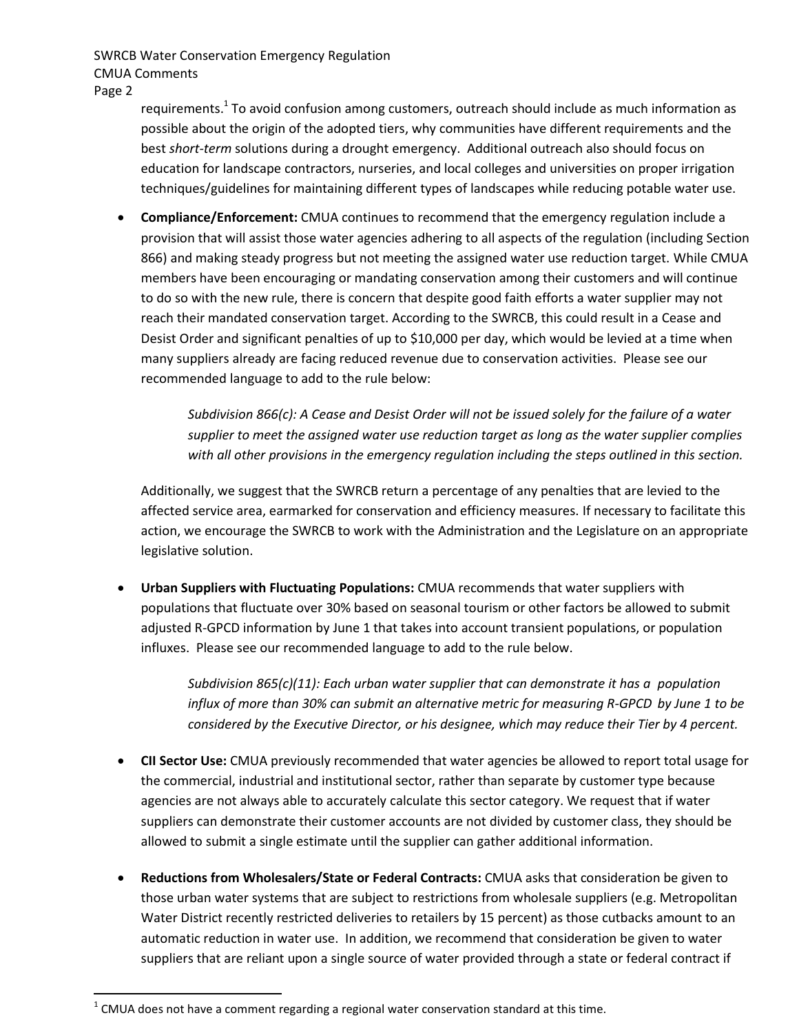requirements.[1] To avoid confusion among customers, outreach should include as much information as possible about the origin of the adopted tiers, why communities have different requirements and the best *short-term* solutions during a drought emergency. Additional outreach also should focus on education for landscape contractors, nurseries, and local colleges and universities on proper irrigation techniques/guidelines for maintaining different types of landscapes while reducing potable water use.

- **Compliance/Enforcement:** CMUA continues to recommend that the emergency regulation include a provision that will assist those water agencies adhering to all aspects of the regulation (including Section 866) and making steady progress but not meeting the assigned water use reduction target. While CMUA members have been encouraging or mandating conservation among their customers and will continue to do so with the new rule, there is concern that despite good faith efforts a water supplier may not reach their mandated conservation target. According to the SWRCB, this could result in a Cease and Desist Order and significant penalties of up to $10,000 per day, which would be levied at a time when many suppliers already are facing reduced revenue due to conservation activities. Please see our recommended language to add to the rule below:

  > *Subdivision 866(c): A Cease and Desist Order will not be issued solely for the failure of a water supplier to meet the assigned water use reduction target as long as the water supplier complies with all other provisions in the emergency regulation including the steps outlined in this section.*

  Additionally, we suggest that the SWRCB return a percentage of any penalties that are levied to the affected service area, earmarked for conservation and efficiency measures. If necessary to facilitate this action, we encourage the SWRCB to work with the Administration and the Legislature on an appropriate legislative solution.

- **Urban Suppliers with Fluctuating Populations:** CMUA recommends that water suppliers with populations that fluctuate over 30% based on seasonal tourism or other factors be allowed to submit adjusted R-GPCD information by June 1 that takes into account transient populations, or population influxes. Please see our recommended language to add to the rule below.

  > *Subdivision 865(c)(11): Each urban water supplier that can demonstrate it has a population influx of more than 30% can submit an alternative metric for measuring R-GPCD by June 1 to be considered by the Executive Director, or his designee, which may reduce their Tier by 4 percent.*

- **CII Sector Use:** CMUA previously recommended that water agencies be allowed to report total usage for the commercial, industrial and institutional sector, rather than separate by customer type because agencies are not always able to accurately calculate this sector category. We request that if water suppliers can demonstrate their customer accounts are not divided by customer class, they should be allowed to submit a single estimate until the supplier can gather additional information.

- **Reductions from Wholesalers/State or Federal Contracts:** CMUA asks that consideration be given to those urban water systems that are subject to restrictions from wholesale suppliers (e.g. Metropolitan Water District recently restricted deliveries to retailers by 15 percent) as those cutbacks amount to an automatic reduction in water use. In addition, we recommend that consideration be given to water suppliers that are reliant upon a single source of water provided through a state or federal contract if

[1] CMUA does not have a comment regarding a regional water conservation standard at this time.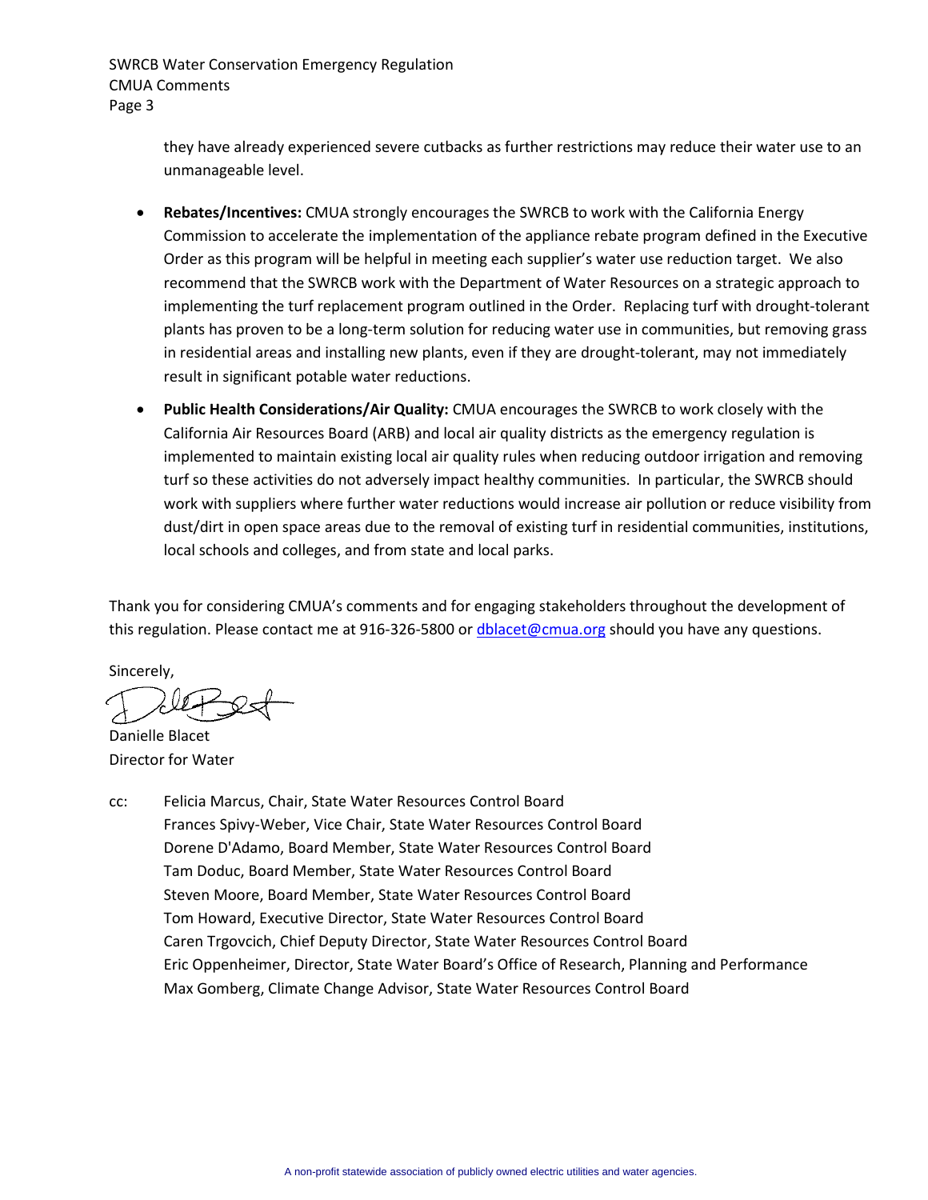they have already experienced severe cutbacks as further restrictions may reduce their water use to an unmanageable level.

- **Rebates/Incentives:** CMUA strongly encourages the SWRCB to work with the California Energy Commission to accelerate the implementation of the appliance rebate program defined in the Executive Order as this program will be helpful in meeting each supplier's water use reduction target. We also recommend that the SWRCB work with the Department of Water Resources on a strategic approach to implementing the turf replacement program outlined in the Order. Replacing turf with drought-tolerant plants has proven to be a long-term solution for reducing water use in communities, but removing grass in residential areas and installing new plants, even if they are drought-tolerant, may not immediately result in significant potable water reductions.

- **Public Health Considerations/Air Quality:** CMUA encourages the SWRCB to work closely with the California Air Resources Board (ARB) and local air quality districts as the emergency regulation is implemented to maintain existing local air quality rules when reducing outdoor irrigation and removing turf so these activities do not adversely impact healthy communities. In particular, the SWRCB should work with suppliers where further water reductions would increase air pollution or reduce visibility from dust/dirt in open space areas due to the removal of existing turf in residential communities, institutions, local schools and colleges, and from state and local parks.

Thank you for considering CMUA's comments and for engaging stakeholders throughout the development of this regulation. Please contact me at 916-326-5800 or dblacet@cmua.org should you have any questions.

Sincerely,

Danielle Blacet
Director for Water

cc: Felicia Marcus, Chair, State Water Resources Control Board
Frances Spivy-Weber, Vice Chair, State Water Resources Control Board
Dorene D'Adamo, Board Member, State Water Resources Control Board
Tam Doduc, Board Member, State Water Resources Control Board
Steven Moore, Board Member, State Water Resources Control Board
Tom Howard, Executive Director, State Water Resources Control Board
Caren Trgovcich, Chief Deputy Director, State Water Resources Control Board
Eric Oppenheimer, Director, State Water Board's Office of Research, Planning and Performance
Max Gomberg, Climate Change Advisor, State Water Resources Control Board